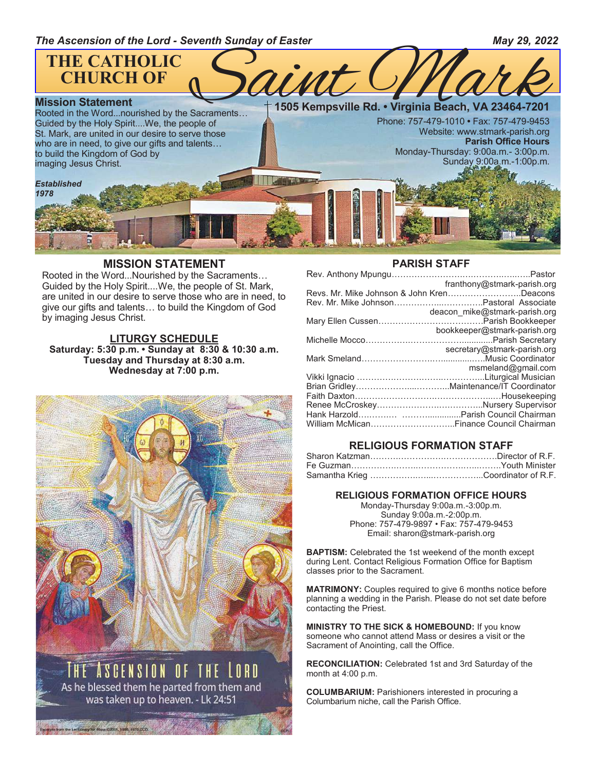*The Ascension of the Lord - Seventh Sunday of Easter* *May 29, 2022*

# THE CATHOLIC CHURCH OF Saint Mark

**Mission Statement**
Rooted in the Word...nourished by the Sacraments… Guided by the Holy Spirit....We, the people of St. Mark, are united in our desire to serve those who are in need, to give our gifts and talents… to build the Kingdom of God by imaging Jesus Christ.

***Established 1978***

**1505 Kempsville Rd. • Virginia Beach, VA 23464-7201**
Phone: 757-479-1010 • Fax: 757-479-9453
Website: www.stmark-parish.org
**Parish Office Hours**
Monday-Thursday: 9:00a.m.- 3:00p.m.
Sunday 9:00a.m.-1:00p.m.

## MISSION STATEMENT

Rooted in the Word...Nourished by the Sacraments… Guided by the Holy Spirit....We, the people of St. Mark, are united in our desire to serve those who are in need, to give our gifts and talents… to build the Kingdom of God by imaging Jesus Christ.

### LITURGY SCHEDULE

**Saturday: 5:30 p.m. • Sunday at 8:30 & 10:30 a.m.**
**Tuesday and Thursday at 8:30 a.m.**
**Wednesday at 7:00 p.m.**

THE ASCENSION OF THE LORD
As he blessed them he parted from them and was taken up to heaven. - Lk 24:51

## PARISH STAFF

Rev. Anthony Mpungu……………………………………………Pastor
franthony@stmark-parish.org
Revs. Mr. Mike Johnson & John Kren……………………..Deacons
Rev. Mr. Mike Johnson………………..…………..Pastoral Associate
deacon_mike@stmark-parish.org
Mary Ellen Cussen………………………………Parish Bookkeeper
bookkeeper@stmark-parish.org
Michelle Mocco……………………………………......Parish Secretary
secretary@stmark-parish.org
Mark Smeland…………………………………...Music Coordinator
msmeland@gmail.com
Vikki Ignacio ………………………………………...Liturgical Musician
Brian Gridley…………………...………..Maintenance/IT Coordinator
Faith Daxton…………………………………………..…Housekeeping
Renee McCroskey………………………….……..Nursery Supervisor
Hank Harzold……….. …………..........Parish Council Chairman
William McMican………………………..Finance Council Chairman

## RELIGIOUS FORMATION STAFF

Sharon Katzman……………………………………Director of R.F.
Fe Guzman…………………………………………….Youth Minister
Samantha Krieg ……………………………………..Coordinator of R.F.

### RELIGIOUS FORMATION OFFICE HOURS

Monday-Thursday 9:00a.m.-3:00p.m.
Sunday 9:00a.m.-2:00p.m.
Phone: 757-479-9897 • Fax: 757-479-9453
Email: sharon@stmark-parish.org

**BAPTISM:** Celebrated the 1st weekend of the month except during Lent. Contact Religious Formation Office for Baptism classes prior to the Sacrament.

**MATRIMONY:** Couples required to give 6 months notice before planning a wedding in the Parish. Please do not set date before contacting the Priest.

**MINISTRY TO THE SICK & HOMEBOUND:** If you know someone who cannot attend Mass or desires a visit or the Sacrament of Anointing, call the Office.

**RECONCILIATION:** Celebrated 1st and 3rd Saturday of the month at 4:00 p.m.

**COLUMBARIUM:** Parishioners interested in procuring a Columbarium niche, call the Parish Office.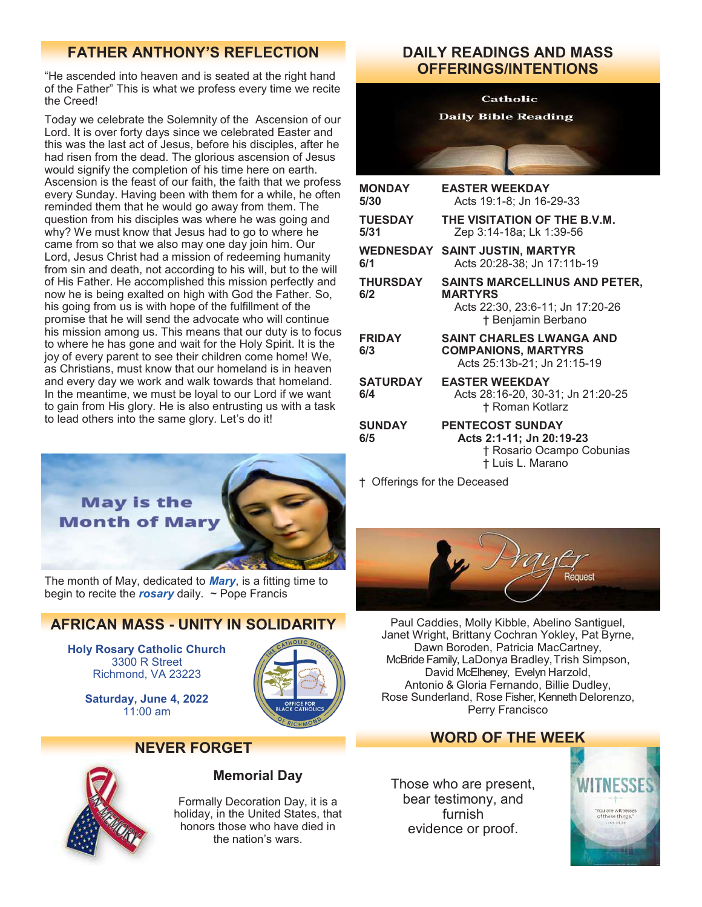## FATHER ANTHONY'S REFLECTION

"He ascended into heaven and is seated at the right hand of the Father" This is what we profess every time we recite the Creed!

Today we celebrate the Solemnity of the Ascension of our Lord. It is over forty days since we celebrated Easter and this was the last act of Jesus, before his disciples, after he had risen from the dead. The glorious ascension of Jesus would signify the completion of his time here on earth. Ascension is the feast of our faith, the faith that we profess every Sunday. Having been with them for a while, he often reminded them that he would go away from them. The question from his disciples was where he was going and why? We must know that Jesus had to go to where he came from so that we also may one day join him. Our Lord, Jesus Christ had a mission of redeeming humanity from sin and death, not according to his will, but to the will of His Father. He accomplished this mission perfectly and now he is being exalted on high with God the Father. So, his going from us is with hope of the fulfillment of the promise that he will send the advocate who will continue his mission among us. This means that our duty is to focus to where he has gone and wait for the Holy Spirit. It is the joy of every parent to see their children come home! We, as Christians, must know that our homeland is in heaven and every day we work and walk towards that homeland. In the meantime, we must be loyal to our Lord if we want to gain from His glory. He is also entrusting us with a task to lead others into the same glory. Let's do it!

May is the Month of Mary

The month of May, dedicated to ***Mary***, is a fitting time to begin to recite the ***rosary*** daily. ~ Pope Francis

## AFRICAN MASS - UNITY IN SOLIDARITY

**Holy Rosary Catholic Church**
3300 R Street
Richmond, VA 23223

**Saturday, June 4, 2022**
11:00 am

## NEVER FORGET

### Memorial Day

Formally Decoration Day, it is a holiday, in the United States, that honors those who have died in the nation's wars.

## DAILY READINGS AND MASS OFFERINGS/INTENTIONS

Catholic Daily Bible Reading

| | |
|---|---|
| **MONDAY 5/30** | **EASTER WEEKDAY**<br>Acts 19:1-8; Jn 16-29-33 |
| **TUESDAY 5/31** | **THE VISITATION OF THE B.V.M.**<br>Zep 3:14-18a; Lk 1:39-56 |
| **WEDNESDAY 6/1** | **SAINT JUSTIN, MARTYR**<br>Acts 20:28-38; Jn 17:11b-19 |
| **THURSDAY 6/2** | **SAINTS MARCELLINUS AND PETER, MARTYRS**<br>Acts 22:30, 23:6-11; Jn 17:20-26<br>† Benjamin Berbano |
| **FRIDAY 6/3** | **SAINT CHARLES LWANGA AND COMPANIONS, MARTYRS**<br>Acts 25:13b-21; Jn 21:15-19 |
| **SATURDAY 6/4** | **EASTER WEEKDAY**<br>Acts 28:16-20, 30-31; Jn 21:20-25<br>† Roman Kotlarz |
| **SUNDAY 6/5** | **PENTECOST SUNDAY**<br>**Acts 2:1-11; Jn 20:19-23**<br>† Rosario Ocampo Cobunias<br>† Luis L. Marano |

† Offerings for the Deceased

Prayer Request

Paul Caddies, Molly Kibble, Abelino Santiguel, Janet Wright, Brittany Cochran Yokley, Pat Byrne, Dawn Boroden, Patricia MacCartney, McBride Family, LaDonya Bradley, Trish Simpson, David McElheney, Evelyn Harzold, Antonio & Gloria Fernando, Billie Dudley, Rose Sunderland, Rose Fisher, Kenneth Delorenzo, Perry Francisco

## WORD OF THE WEEK

Those who are present, bear testimony, and furnish evidence or proof.

WITNESSES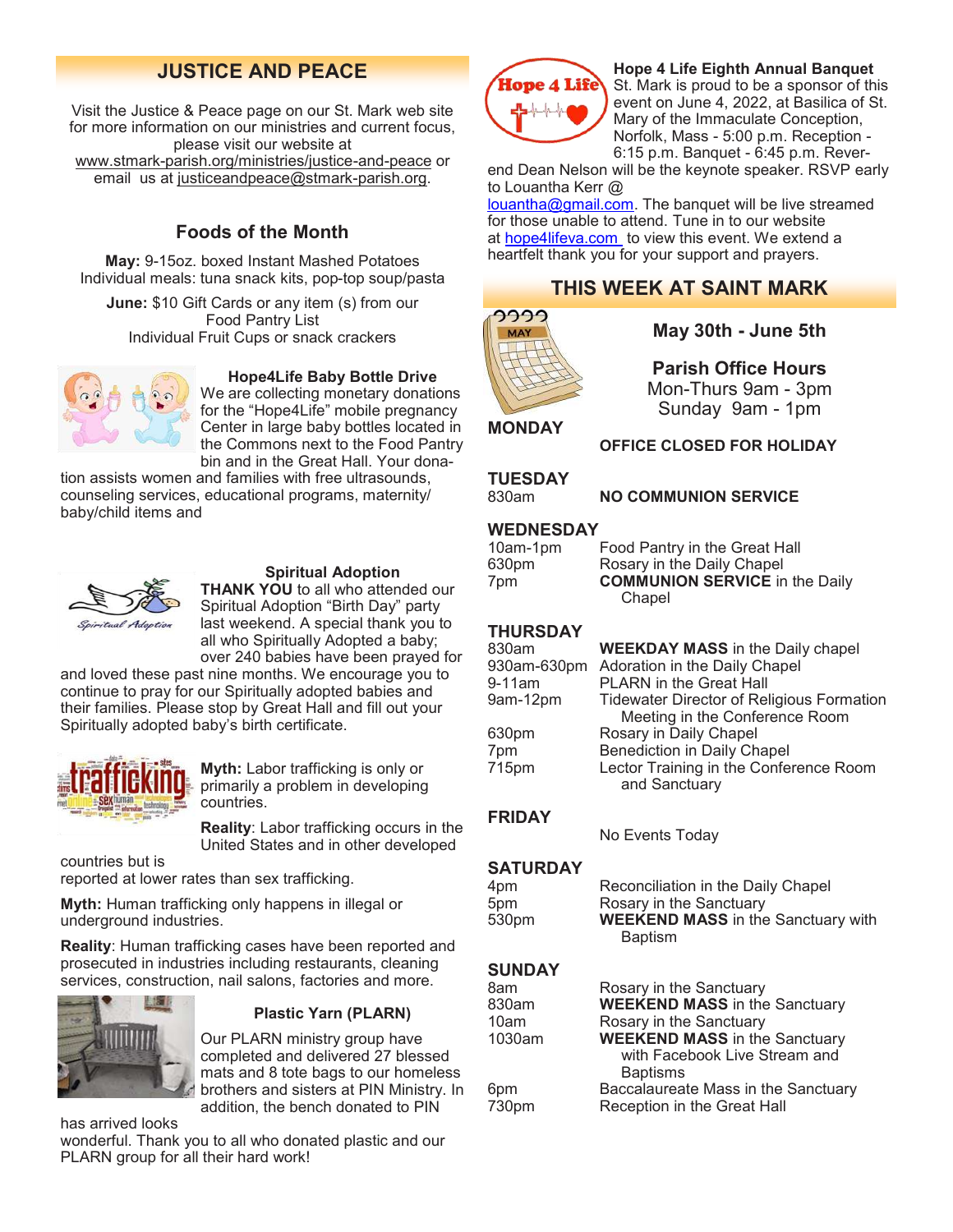## JUSTICE AND PEACE

Visit the Justice & Peace page on our St. Mark web site for more information on our ministries and current focus, please visit our website at www.stmark-parish.org/ministries/justice-and-peace or email us at justiceandpeace@stmark-parish.org.

### Foods of the Month

**May:** 9-15oz. boxed Instant Mashed Potatoes
Individual meals: tuna snack kits, pop-top soup/pasta

**June:** $10 Gift Cards or any item (s) from our Food Pantry List
Individual Fruit Cups or snack crackers

**Hope4Life Baby Bottle Drive**
We are collecting monetary donations for the "Hope4Life" mobile pregnancy Center in large baby bottles located in the Commons next to the Food Pantry bin and in the Great Hall. Your donation assists women and families with free ultrasounds, counseling services, educational programs, maternity/baby/child items and

**Spiritual Adoption**
**THANK YOU** to all who attended our Spiritual Adoption "Birth Day" party last weekend. A special thank you to all who Spiritually Adopted a baby; over 240 babies have been prayed for and loved these past nine months. We encourage you to continue to pray for our Spiritually adopted babies and their families. Please stop by Great Hall and fill out your Spiritually adopted baby's birth certificate.

**Myth:** Labor trafficking is only or primarily a problem in developing countries.

**Reality**: Labor trafficking occurs in the United States and in other developed countries but is reported at lower rates than sex trafficking.

**Myth:** Human trafficking only happens in illegal or underground industries.

**Reality**: Human trafficking cases have been reported and prosecuted in industries including restaurants, cleaning services, construction, nail salons, factories and more.

**Plastic Yarn (PLARN)**
Our PLARN ministry group have completed and delivered 27 blessed mats and 8 tote bags to our homeless brothers and sisters at PIN Ministry. In addition, the bench donated to PIN has arrived looks wonderful. Thank you to all who donated plastic and our PLARN group for all their hard work!

**Hope 4 Life Eighth Annual Banquet**
St. Mark is proud to be a sponsor of this event on June 4, 2022, at Basilica of St. Mary of the Immaculate Conception, Norfolk, Mass - 5:00 p.m. Reception - 6:15 p.m. Banquet - 6:45 p.m. Reverend Dean Nelson will be the keynote speaker. RSVP early to Louantha Kerr @ louantha@gmail.com. The banquet will be live streamed for those unable to attend. Tune in to our website at hope4lifeva.com to view this event. We extend a heartfelt thank you for your support and prayers.

## THIS WEEK AT SAINT MARK

**May 30th - June 5th**

**Parish Office Hours**
Mon-Thurs 9am - 3pm
Sunday 9am - 1pm

**MONDAY**

**OFFICE CLOSED FOR HOLIDAY**

**TUESDAY**

830am **NO COMMUNION SERVICE**

**WEDNESDAY**

10am-1pm Food Pantry in the Great Hall
630pm Rosary in the Daily Chapel
7pm **COMMUNION SERVICE** in the Daily Chapel

**THURSDAY**

830am **WEEKDAY MASS** in the Daily chapel
930am-630pm Adoration in the Daily Chapel
9-11am PLARN in the Great Hall
9am-12pm Tidewater Director of Religious Formation Meeting in the Conference Room
630pm Rosary in Daily Chapel
7pm Benediction in Daily Chapel
715pm Lector Training in the Conference Room and Sanctuary

**FRIDAY**

No Events Today

**SATURDAY**

4pm Reconciliation in the Daily Chapel
5pm Rosary in the Sanctuary
530pm **WEEKEND MASS** in the Sanctuary with Baptism

**SUNDAY**

8am Rosary in the Sanctuary
830am **WEEKEND MASS** in the Sanctuary
10am Rosary in the Sanctuary
1030am **WEEKEND MASS** in the Sanctuary with Facebook Live Stream and Baptisms
6pm Baccalaureate Mass in the Sanctuary
730pm Reception in the Great Hall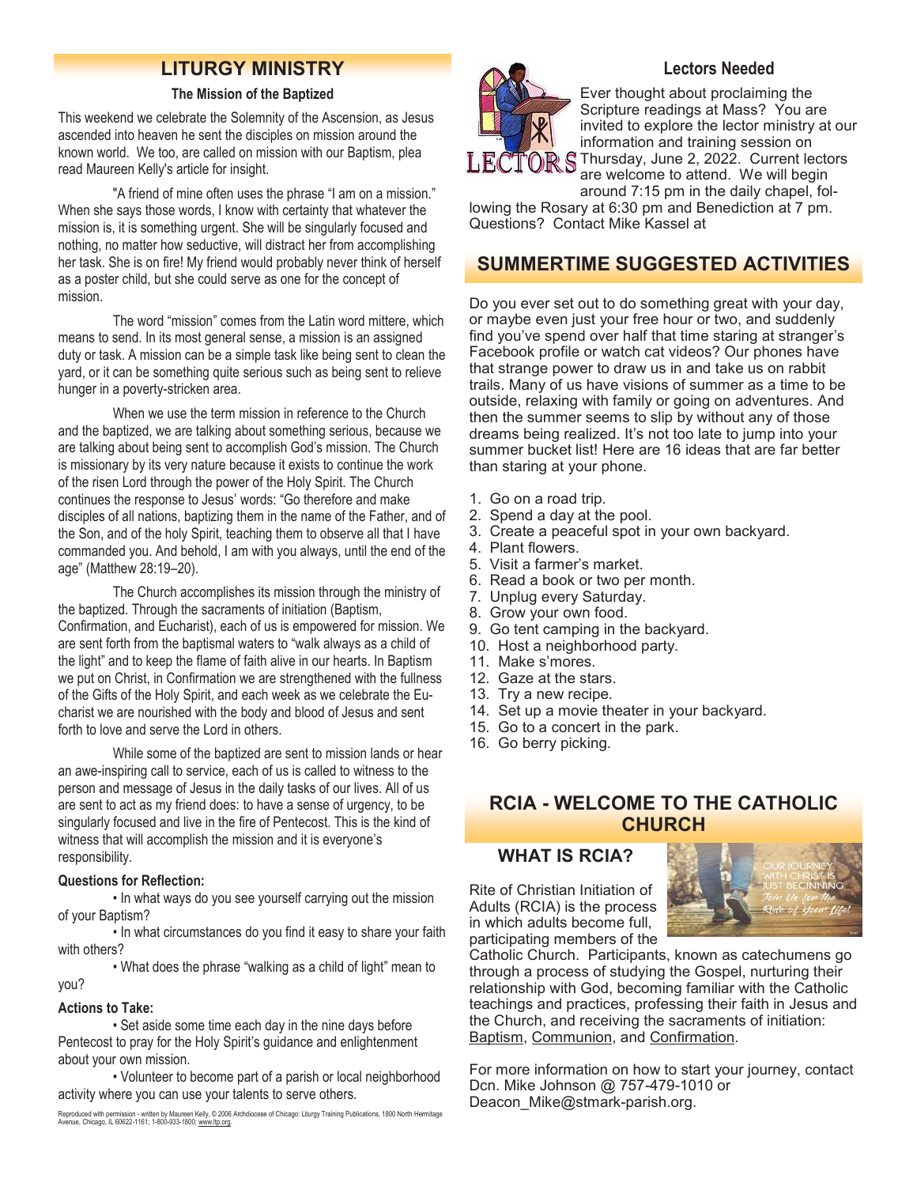## LITURGY MINISTRY

### The Mission of the Baptized

This weekend we celebrate the Solemnity of the Ascension, as Jesus ascended into heaven he sent the disciples on mission around the known world. We too, are called on mission with our Baptism, plea read Maureen Kelly's article for insight.

"A friend of mine often uses the phrase “I am on a mission.” When she says those words, I know with certainty that whatever the mission is, it is something urgent. She will be singularly focused and nothing, no matter how seductive, will distract her from accomplishing her task. She is on fire! My friend would probably never think of herself as a poster child, but she could serve as one for the concept of mission.

The word “mission” comes from the Latin word mittere, which means to send. In its most general sense, a mission is an assigned duty or task. A mission can be a simple task like being sent to clean the yard, or it can be something quite serious such as being sent to relieve hunger in a poverty-stricken area.

When we use the term mission in reference to the Church and the baptized, we are talking about something serious, because we are talking about being sent to accomplish God’s mission. The Church is missionary by its very nature because it exists to continue the work of the risen Lord through the power of the Holy Spirit. The Church continues the response to Jesus’ words: “Go therefore and make disciples of all nations, baptizing them in the name of the Father, and of the Son, and of the holy Spirit, teaching them to observe all that I have commanded you. And behold, I am with you always, until the end of the age” (Matthew 28:19–20).

The Church accomplishes its mission through the ministry of the baptized. Through the sacraments of initiation (Baptism, Confirmation, and Eucharist), each of us is empowered for mission. We are sent forth from the baptismal waters to “walk always as a child of the light” and to keep the flame of faith alive in our hearts. In Baptism we put on Christ, in Confirmation we are strengthened with the fullness of the Gifts of the Holy Spirit, and each week as we celebrate the Eucharist we are nourished with the body and blood of Jesus and sent forth to love and serve the Lord in others.

While some of the baptized are sent to mission lands or hear an awe-inspiring call to service, each of us is called to witness to the person and message of Jesus in the daily tasks of our lives. All of us are sent to act as my friend does: to have a sense of urgency, to be singularly focused and live in the fire of Pentecost. This is the kind of witness that will accomplish the mission and it is everyone’s responsibility.

**Questions for Reflection:**

• In what ways do you see yourself carrying out the mission of your Baptism?

• In what circumstances do you find it easy to share your faith with others?

• What does the phrase “walking as a child of light” mean to you?

**Actions to Take:**

• Set aside some time each day in the nine days before Pentecost to pray for the Holy Spirit’s guidance and enlightenment about your own mission.

• Volunteer to become part of a parish or local neighborhood activity where you can use your talents to serve others.

Reproduced with permission - written by Maureen Kelly, © 2006 Archdiocese of Chicago: Liturgy Training Publications, 1800 North Hermitage Avenue, Chicago, IL 60622-1161; 1-800-933-1800; www.ltp.org.

### Lectors Needed

Ever thought about proclaiming the Scripture readings at Mass? You are invited to explore the lector ministry at our information and training session on Thursday, June 2, 2022. Current lectors are welcome to attend. We will begin around 7:15 pm in the daily chapel, following the Rosary at 6:30 pm and Benediction at 7 pm. Questions? Contact Mike Kassel at

## SUMMERTIME SUGGESTED ACTIVITIES

Do you ever set out to do something great with your day, or maybe even just your free hour or two, and suddenly find you’ve spend over half that time staring at stranger’s Facebook profile or watch cat videos? Our phones have that strange power to draw us in and take us on rabbit trails. Many of us have visions of summer as a time to be outside, relaxing with family or going on adventures. And then the summer seems to slip by without any of those dreams being realized. It’s not too late to jump into your summer bucket list! Here are 16 ideas that are far better than staring at your phone.

1. Go on a road trip.
2. Spend a day at the pool.
3. Create a peaceful spot in your own backyard.
4. Plant flowers.
5. Visit a farmer’s market.
6. Read a book or two per month.
7. Unplug every Saturday.
8. Grow your own food.
9. Go tent camping in the backyard.
10. Host a neighborhood party.
11. Make s’mores.
12. Gaze at the stars.
13. Try a new recipe.
14. Set up a movie theater in your backyard.
15. Go to a concert in the park.
16. Go berry picking.

## RCIA - WELCOME TO THE CATHOLIC CHURCH

### WHAT IS RCIA?

Rite of Christian Initiation of Adults (RCIA) is the process in which adults become full, participating members of the Catholic Church. Participants, known as catechumens go through a process of studying the Gospel, nurturing their relationship with God, becoming familiar with the Catholic teachings and practices, professing their faith in Jesus and the Church, and receiving the sacraments of initiation: Baptism, Communion, and Confirmation.

For more information on how to start your journey, contact Dcn. Mike Johnson @ 757-479-1010 or Deacon_Mike@stmark-parish.org.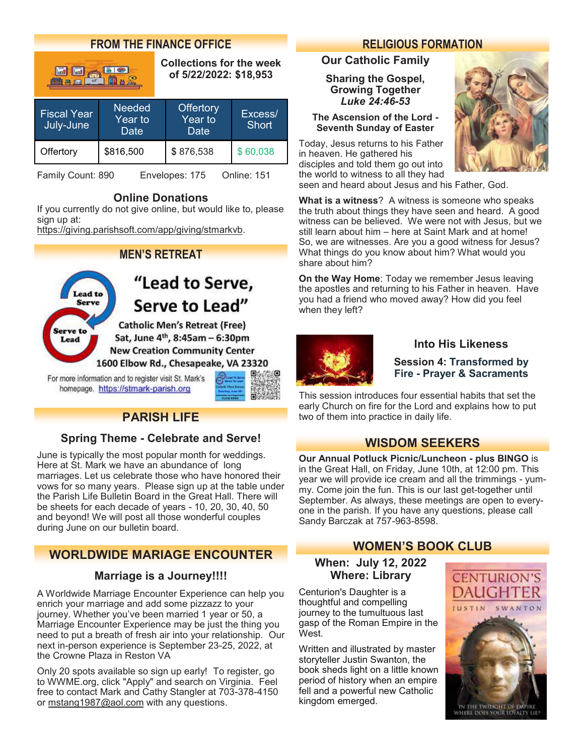## FROM THE FINANCE OFFICE

**Collections for the week of 5/22/2022: $18,953**

| Fiscal Year July-June | Needed Year to Date | Offertory Year to Date | Excess/ Short |
|---|---|---|---|
| Offertory | $816,500 | $ 876,538 | $ 60,038 |

Family Count: 890 Envelopes: 175 Online: 151

### Online Donations

If you currently do not give online, but would like to, please sign up at: https://giving.parishsoft.com/app/giving/stmarkvb.

## MEN'S RETREAT

Lead to Serve / Serve to Lead

# "Lead to Serve, Serve to Lead"

**Catholic Men's Retreat (Free)**
**Sat, June 4th, 8:45am – 6:30pm**
**New Creation Community Center**
**1600 Elbow Rd., Chesapeake, VA 23320**

For more information and to register visit St. Mark's homepage. https://stmark-parish.org

## PARISH LIFE

### Spring Theme - Celebrate and Serve!

June is typically the most popular month for weddings. Here at St. Mark we have an abundance of long marriages. Let us celebrate those who have honored their vows for so many years. Please sign up at the table under the Parish Life Bulletin Board in the Great Hall. There will be sheets for each decade of years - 10, 20, 30, 40, 50 and beyond! We will post all those wonderful couples during June on our bulletin board.

## WORLDWIDE MARIAGE ENCOUNTER

### Marriage is a Journey!!!!

A Worldwide Marriage Encounter Experience can help you enrich your marriage and add some pizzazz to your journey. Whether you've been married 1 year or 50, a Marriage Encounter Experience may be just the thing you need to put a breath of fresh air into your relationship. Our next in-person experience is September 23-25, 2022, at the Crowne Plaza in Reston VA

Only 20 spots available so sign up early! To register, go to WWME.org, click "Apply" and search on Virginia. Feel free to contact Mark and Cathy Stangler at 703-378-4150 or mstang1987@aol.com with any questions.

## RELIGIOUS FORMATION

### Our Catholic Family

**Sharing the Gospel, Growing Together**
***Luke 24:46-53***

**The Ascension of the Lord - Seventh Sunday of Easter**

Today, Jesus returns to his Father in heaven. He gathered his disciples and told them go out into the world to witness to all they had seen and heard about Jesus and his Father, God.

**What is a witness**? A witness is someone who speaks the truth about things they have seen and heard. A good witness can be believed. We were not with Jesus, but we still learn about him – here at Saint Mark and at home! So, we are witnesses. Are you a good witness for Jesus? What things do you know about him? What would you share about him?

**On the Way Home**: Today we remember Jesus leaving the apostles and returning to his Father in heaven. Have you had a friend who moved away? How did you feel when they left?

### Into His Likeness

**Session 4: Transformed by Fire - Prayer & Sacraments**

This session introduces four essential habits that set the early Church on fire for the Lord and explains how to put two of them into practice in daily life.

## WISDOM SEEKERS

**Our Annual Potluck Picnic/Luncheon - plus BINGO** is in the Great Hall, on Friday, June 10th, at 12:00 pm. This year we will provide ice cream and all the trimmings - yummy. Come join the fun. This is our last get-together until September. As always, these meetings are open to everyone in the parish. If you have any questions, please call Sandy Barczak at 757-963-8598.

## WOMEN'S BOOK CLUB

**When: July 12, 2022**
**Where: Library**

Centurion's Daughter is a thoughtful and compelling journey to the tumultuous last gasp of the Roman Empire in the West.

Written and illustrated by master storyteller Justin Swanton, the book sheds light on a little known period of history when an empire fell and a powerful new Catholic kingdom emerged.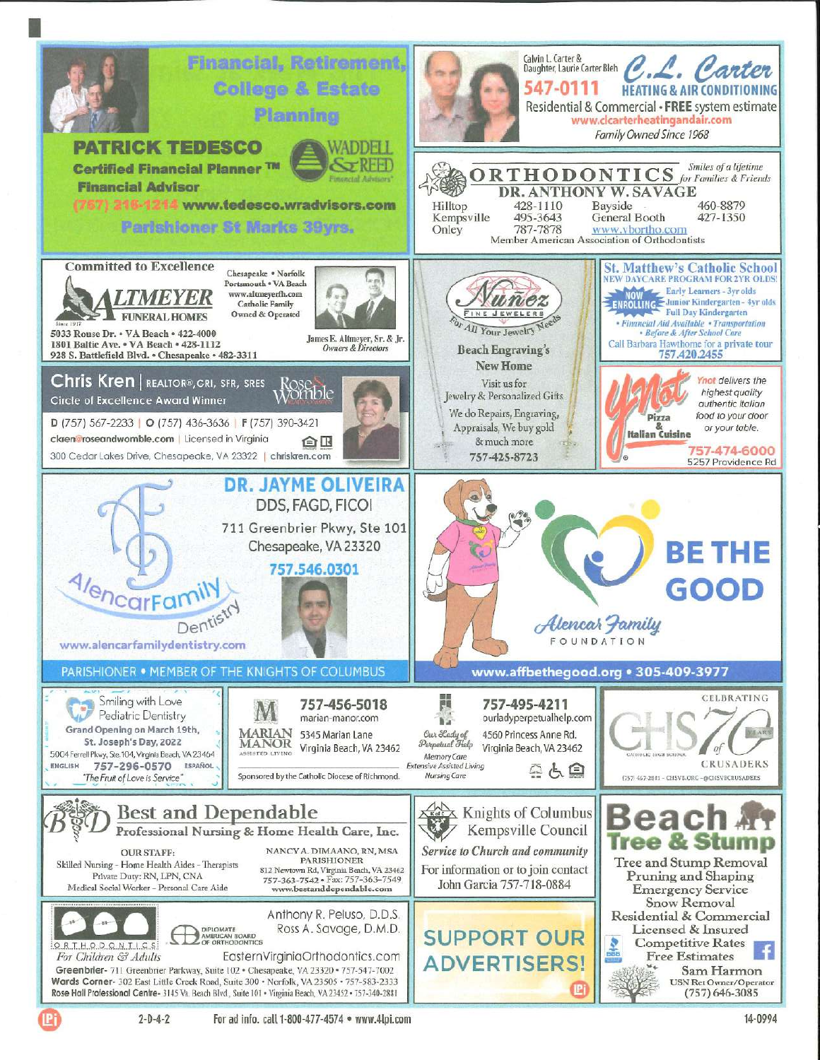## Financial, Retirement, College & Estate Planning

**PATRICK TEDESCO**

**Certified Financial Planner ™**

**Financial Advisor**

WADDELL & REED Financial Advisors

(757) 216-1214 www.tedesco.wradvisors.com

Parishioner St Marks 39yrs.

---

Calvin L. Carter & Daughter, Laurie Carter Bleh

## C.L. Carter

**547-0111** HEATING & AIR CONDITIONING

Residential & Commercial • **FREE** system estimate

www.clcarterheatingandair.com

*Family Owned Since 1968*

---

## ORTHODONTICS

*Smiles of a lifetime for Families & Friends*

**DR. ANTHONY W. SAVAGE**

| | | | |
|---|---|---|---|
| Hilltop | 428-1110 | Bayside | 460-8879 |
| Kempsville | 495-3643 | General Booth | 427-1350 |
| Onley | 787-7878 | www.vbortho.com | |

Member American Association of Orthodontists

---

Committed to Excellence

## ALTMEYER FUNERAL HOMES

Since 1917

Chesapeake • Norfolk Portsmouth • VA Beach

www.altmeyerfh.com

Catholic Family Owned & Operated

James E. Altmeyer, Sr. & Jr. *Owners & Directors*

5033 Rouse Dr. • VA Beach • 422-4000

1801 Baltic Ave. • VA Beach • 428-1112

928 S. Battlefield Blvd. • Chesapeake • 482-3311

---

## Nuñez FINE JEWELERS

*For All Your Jewelry Needs*

**Beach Engraving's New Home**

Visit us for Jewelry & Personalized Gifts

We do Repairs, Engraving, Appraisals, We buy gold & much more

757-425-8723

---

## St. Matthew's Catholic School

NEW DAYCARE PROGRAM FOR 2YR OLDS!

NOW ENROLLING

- Early Learners - 3yr olds
- Junior Kindergarten - 4yr olds
- Full Day Kindergarten

• *Financial Aid Available* • *Transportation* • *Before & After School Care*

Call Barbara Hawthorne for a **private tour** 757.420.2455

---

## Chris Kren | REALTOR®, GRI, SFR, SRES

Circle of Excellence Award Winner

Rose & Womble

D (757) 567-2233 | O (757) 436-3636 | F (757) 390-3421

ckren@roseandwomble.com | Licensed in Virginia

300 Cedar Lakes Drive, Chesapeake, VA 23322 | chriskren.com

---

## Ynot Pizza & Italian Cuisine

*Ynot delivers the highest quality authentic Italian food to your door or your table.*

757-474-6000

5257 Providence Rd

---

## DR. JAYME OLIVEIRA

DDS, FAGD, FICOI

711 Greenbrier Pkwy, Ste 101

Chesapeake, VA 23320

757.546.0301

Alencar Family Dentistry

www.alencarfamilydentistry.com

PARISHIONER • MEMBER OF THE KNIGHTS OF COLUMBUS

---

## BE THE GOOD

*Alencar Family* FOUNDATION

www.afbethegood.org • 305-409-3977

---

Smiling with Love Pediatric Dentistry

Grand Opening on March 19th, St. Joseph's Day, 2022

5004 Ferrell Pkwy, Ste.104, Virginia Beach, VA 23464

ENGLISH **757-296-0570** ESPAÑOL

*"The Fruit of Love is Service"*

---

**MARIAN MANOR** ASSISTED LIVING

**757-456-5018**

marian-manor.com

5345 Marian Lane

Virginia Beach, VA 23462

Sponsored by the Catholic Diocese of Richmond.

---

*Our Lady of Perpetual Help*

**757-495-4211**

ourladyperpetualhelp.com

4560 Princess Anne Rd.

Virginia Beach, VA 23462

*Memory Care • Extensive Assisted Living • Nursing Care*

---

CELBRATING CHS 70 YEARS of CRUSADERS

CATHOLIC HIGH SCHOOL

(757) 467-2881 • CHSVB.ORG • @CHSVBCRUSADERS

---

## Best and Dependable

**Professional Nursing & Home Health Care, Inc.**

OUR STAFF:

Skilled Nursing - Home Health Aides - Therapists

Private Duty: RN, LPN, CNA

Medical Social Worker - Personal Care Aide

NANCY A. DIMAANO, RN, MSA

PARISHIONER

812 Newtown Rd, Virginia Beach, VA 23462

757-363-7542 • Fax: 757-363-7549

www.bestanddependable.com

---

## Knights of Columbus Kempsville Council

*Service to Church and community*

For information or to join contact John Garcia 757-718-0884

---

## Beach Tree & Stump

Tree and Stump Removal

Pruning and Shaping

Emergency Service

Snow Removal

Residential & Commercial

Licensed & Insured

Competitive Rates

Free Estimates

Sam Harmon

USN Ret Owner/Operator

(757) 646-3085

---

ORTHODONTICS *For Children & Adults*

DIPLOMATE AMERICAN BOARD OF ORTHODONTICS

Anthony R. Peluso, D.D.S.

Ross A. Savage, D.M.D.

EasternVirginiaOrthodontics.com

**Greenbrier**- 711 Greenbrier Parkway, Suite 102 • Chesapeake, VA 23320 • 757-547-7002

**Wards Corner**- 302 East Little Creek Road, Suite 300 • Norfolk, VA 23505 • 757-583-2333

**Rose Hall Professional Centre**- 3145 Va. Beach Blvd., Suite 101 • Virginia Beach, VA 23452 • 757-340-2881

---

## SUPPORT OUR ADVERTISERS!

---

2-D-4-2 For ad info. call 1-800-477-4574 • www.4lpi.com 14-0994